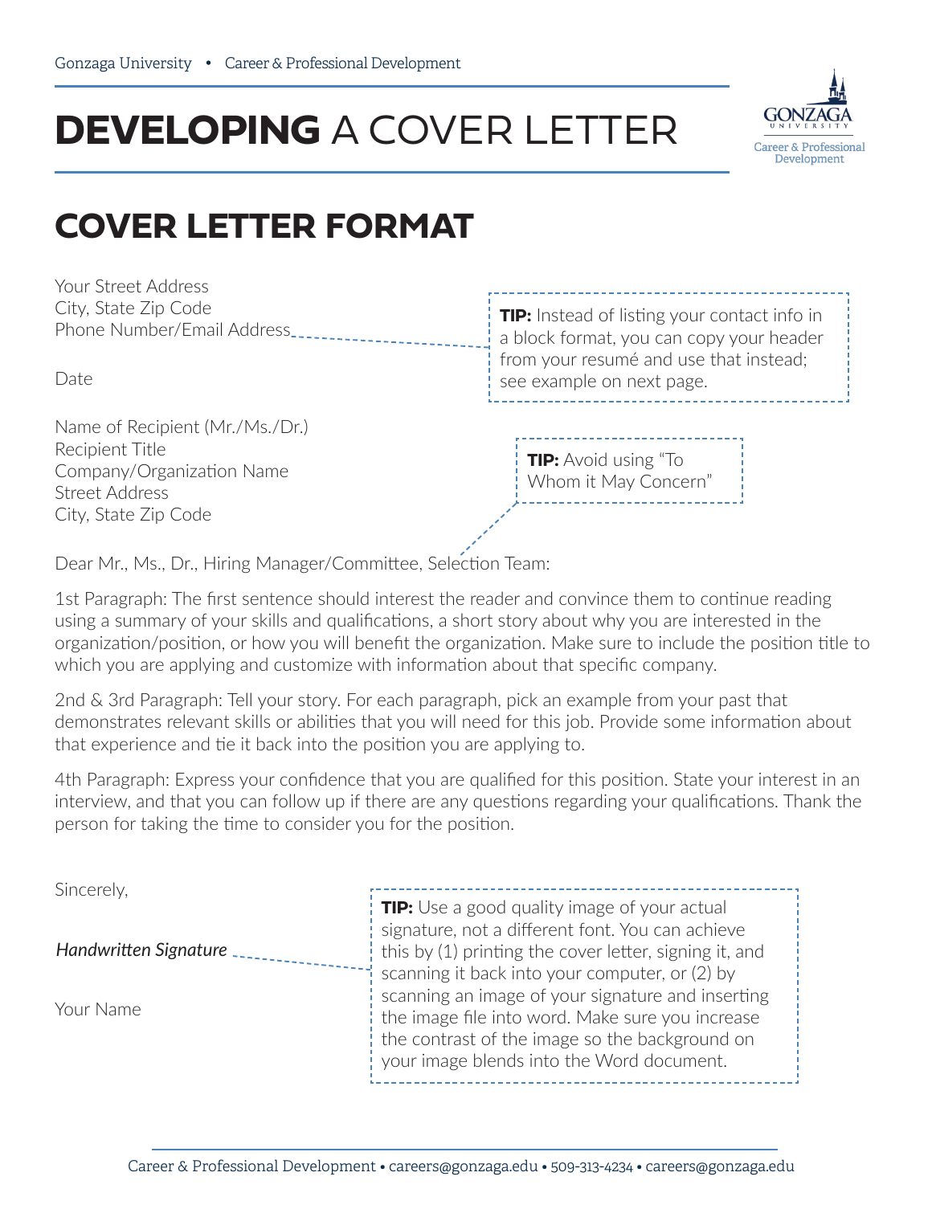# **DEVELOPING** A COVER LETTER

## COVER LETTER FORMAT

Your Street Address
City, State Zip Code
Phone Number/Email Address

> **TIP:** Instead of listing your contact info in a block format, you can copy your header from your resumé and use that instead; see example on next page.

Date

Name of Recipient (Mr./Ms./Dr.)
Recipient Title
Company/Organization Name
Street Address
City, State Zip Code

> **TIP:** Avoid using "To Whom it May Concern"

Dear Mr., Ms., Dr., Hiring Manager/Committee, Selection Team:

1st Paragraph: The first sentence should interest the reader and convince them to continue reading using a summary of your skills and qualifications, a short story about why you are interested in the organization/position, or how you will benefit the organization. Make sure to include the position title to which you are applying and customize with information about that specific company.

2nd & 3rd Paragraph: Tell your story. For each paragraph, pick an example from your past that demonstrates relevant skills or abilities that you will need for this job. Provide some information about that experience and tie it back into the position you are applying to.

4th Paragraph: Express your confidence that you are qualified for this position. State your interest in an interview, and that you can follow up if there are any questions regarding your qualifications. Thank the person for taking the time to consider you for the position.

Sincerely,

*Handwritten Signature*

Your Name

> **TIP:** Use a good quality image of your actual signature, not a different font. You can achieve this by (1) printing the cover letter, signing it, and scanning it back into your computer, or (2) by scanning an image of your signature and inserting the image file into word. Make sure you increase the contrast of the image so the background on your image blends into the Word document.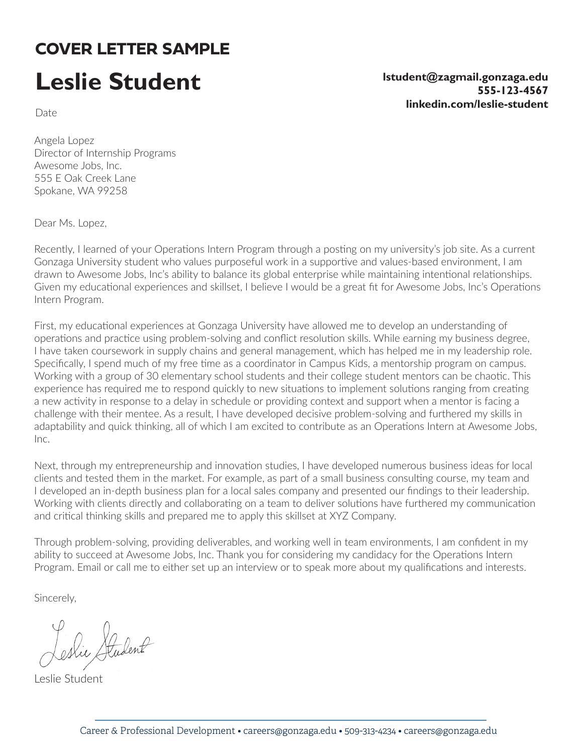# COVER LETTER SAMPLE

# Leslie Student

**lstudent@zagmail.gonzaga.edu**
**555-123-4567**
**linkedin.com/leslie-student**

Date

Angela Lopez
Director of Internship Programs
Awesome Jobs, Inc.
555 E Oak Creek Lane
Spokane, WA 99258

Dear Ms. Lopez,

Recently, I learned of your Operations Intern Program through a posting on my university's job site. As a current Gonzaga University student who values purposeful work in a supportive and values-based environment, I am drawn to Awesome Jobs, Inc's ability to balance its global enterprise while maintaining intentional relationships. Given my educational experiences and skillset, I believe I would be a great fit for Awesome Jobs, Inc's Operations Intern Program.

First, my educational experiences at Gonzaga University have allowed me to develop an understanding of operations and practice using problem-solving and conflict resolution skills. While earning my business degree, I have taken coursework in supply chains and general management, which has helped me in my leadership role. Specifically, I spend much of my free time as a coordinator in Campus Kids, a mentorship program on campus. Working with a group of 30 elementary school students and their college student mentors can be chaotic. This experience has required me to respond quickly to new situations to implement solutions ranging from creating a new activity in response to a delay in schedule or providing context and support when a mentor is facing a challenge with their mentee. As a result, I have developed decisive problem-solving and furthered my skills in adaptability and quick thinking, all of which I am excited to contribute as an Operations Intern at Awesome Jobs, Inc.

Next, through my entrepreneurship and innovation studies, I have developed numerous business ideas for local clients and tested them in the market. For example, as part of a small business consulting course, my team and I developed an in-depth business plan for a local sales company and presented our findings to their leadership. Working with clients directly and collaborating on a team to deliver solutions have furthered my communication and critical thinking skills and prepared me to apply this skillset at XYZ Company.

Through problem-solving, providing deliverables, and working well in team environments, I am confident in my ability to succeed at Awesome Jobs, Inc. Thank you for considering my candidacy for the Operations Intern Program. Email or call me to either set up an interview or to speak more about my qualifications and interests.

Sincerely,

Leslie Student

Leslie Student

Career & Professional Development • careers@gonzaga.edu • 509-313-4234 • careers@gonzaga.edu